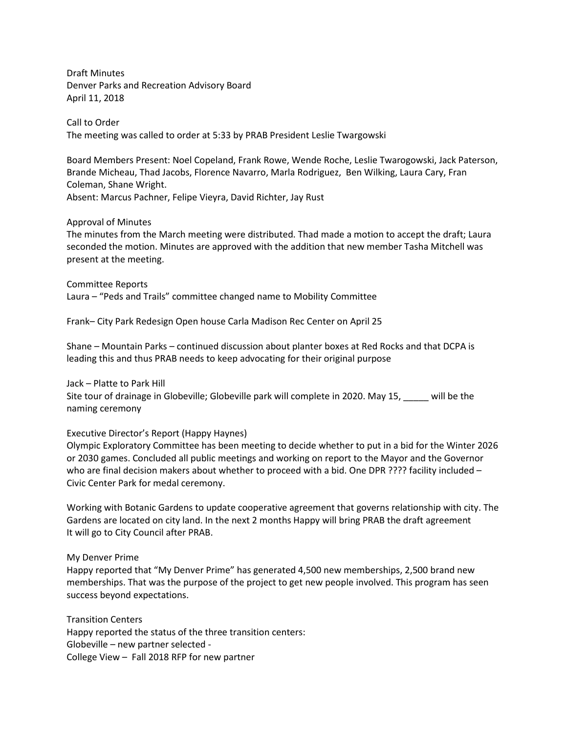Draft Minutes
Denver Parks and Recreation Advisory Board
April 11, 2018

Call to Order
The meeting was called to order at 5:33 by PRAB President Leslie Twargowski

Board Members Present: Noel Copeland, Frank Rowe, Wende Roche, Leslie Twarogowski, Jack Paterson, Brande Micheau, Thad Jacobs, Florence Navarro, Marla Rodriguez, Ben Wilking, Laura Cary, Fran Coleman, Shane Wright.
Absent: Marcus Pachner, Felipe Vieyra, David Richter, Jay Rust

Approval of Minutes
The minutes from the March meeting were distributed. Thad made a motion to accept the draft; Laura seconded the motion. Minutes are approved with the addition that new member Tasha Mitchell was present at the meeting.

Committee Reports
Laura – "Peds and Trails" committee changed name to Mobility Committee

Frank– City Park Redesign Open house Carla Madison Rec Center on April 25

Shane – Mountain Parks – continued discussion about planter boxes at Red Rocks and that DCPA is leading this and thus PRAB needs to keep advocating for their original purpose

Jack – Platte to Park Hill
Site tour of drainage in Globeville; Globeville park will complete in 2020. May 15, _____ will be the naming ceremony

Executive Director's Report (Happy Haynes)
Olympic Exploratory Committee has been meeting to decide whether to put in a bid for the Winter 2026 or 2030 games. Concluded all public meetings and working on report to the Mayor and the Governor who are final decision makers about whether to proceed with a bid. One DPR ???? facility included – Civic Center Park for medal ceremony.

Working with Botanic Gardens to update cooperative agreement that governs relationship with city. The Gardens are located on city land. In the next 2 months Happy will bring PRAB the draft agreement
It will go to City Council after PRAB.

My Denver Prime
Happy reported that "My Denver Prime" has generated 4,500 new memberships, 2,500 brand new memberships. That was the purpose of the project to get new people involved. This program has seen success beyond expectations.

Transition Centers
Happy reported the status of the three transition centers:
Globeville – new partner selected -
College View – Fall 2018 RFP for new partner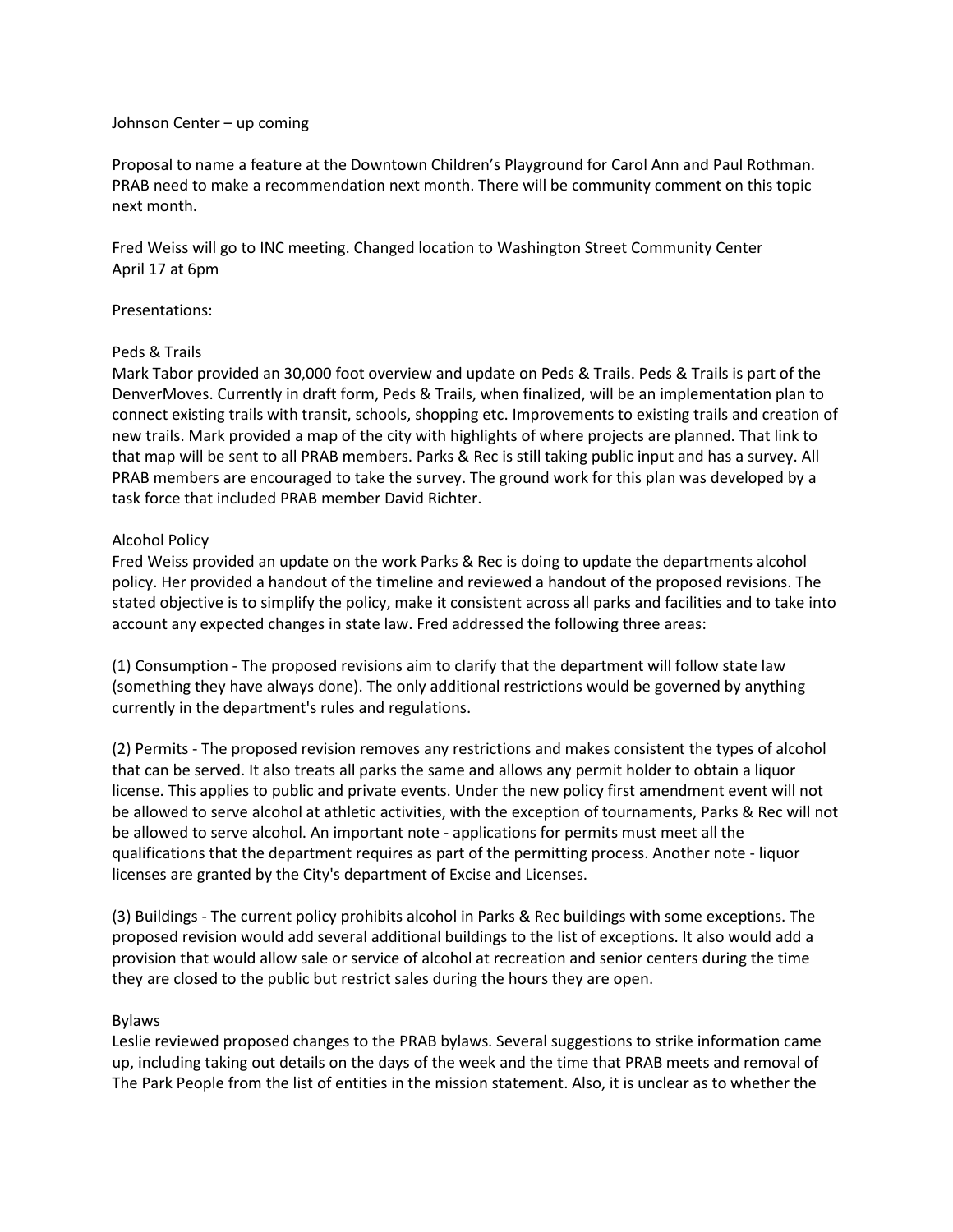Johnson Center – up coming

Proposal to name a feature at the Downtown Children's Playground for Carol Ann and Paul Rothman. PRAB need to make a recommendation next month. There will be community comment on this topic next month.

Fred Weiss will go to INC meeting. Changed location to Washington Street Community Center April 17 at 6pm

Presentations:

Peds & Trails
Mark Tabor provided an 30,000 foot overview and update on Peds & Trails. Peds & Trails is part of the DenverMoves. Currently in draft form, Peds & Trails, when finalized, will be an implementation plan to connect existing trails with transit, schools, shopping etc. Improvements to existing trails and creation of new trails. Mark provided a map of the city with highlights of where projects are planned. That link to that map will be sent to all PRAB members. Parks & Rec is still taking public input and has a survey. All PRAB members are encouraged to take the survey. The ground work for this plan was developed by a task force that included PRAB member David Richter.

Alcohol Policy
Fred Weiss provided an update on the work Parks & Rec is doing to update the departments alcohol policy. Her provided a handout of the timeline and reviewed a handout of the proposed revisions. The stated objective is to simplify the policy, make it consistent across all parks and facilities and to take into account any expected changes in state law. Fred addressed the following three areas:

(1) Consumption - The proposed revisions aim to clarify that the department will follow state law (something they have always done). The only additional restrictions would be governed by anything currently in the department's rules and regulations.

(2) Permits - The proposed revision removes any restrictions and makes consistent the types of alcohol that can be served. It also treats all parks the same and allows any permit holder to obtain a liquor license. This applies to public and private events. Under the new policy first amendment event will not be allowed to serve alcohol at athletic activities, with the exception of tournaments, Parks & Rec will not be allowed to serve alcohol. An important note - applications for permits must meet all the qualifications that the department requires as part of the permitting process. Another note - liquor licenses are granted by the City's department of Excise and Licenses.

(3) Buildings - The current policy prohibits alcohol in Parks & Rec buildings with some exceptions. The proposed revision would add several additional buildings to the list of exceptions. It also would add a provision that would allow sale or service of alcohol at recreation and senior centers during the time they are closed to the public but restrict sales during the hours they are open.

Bylaws
Leslie reviewed proposed changes to the PRAB bylaws. Several suggestions to strike information came up, including taking out details on the days of the week and the time that PRAB meets and removal of The Park People from the list of entities in the mission statement. Also, it is unclear as to whether the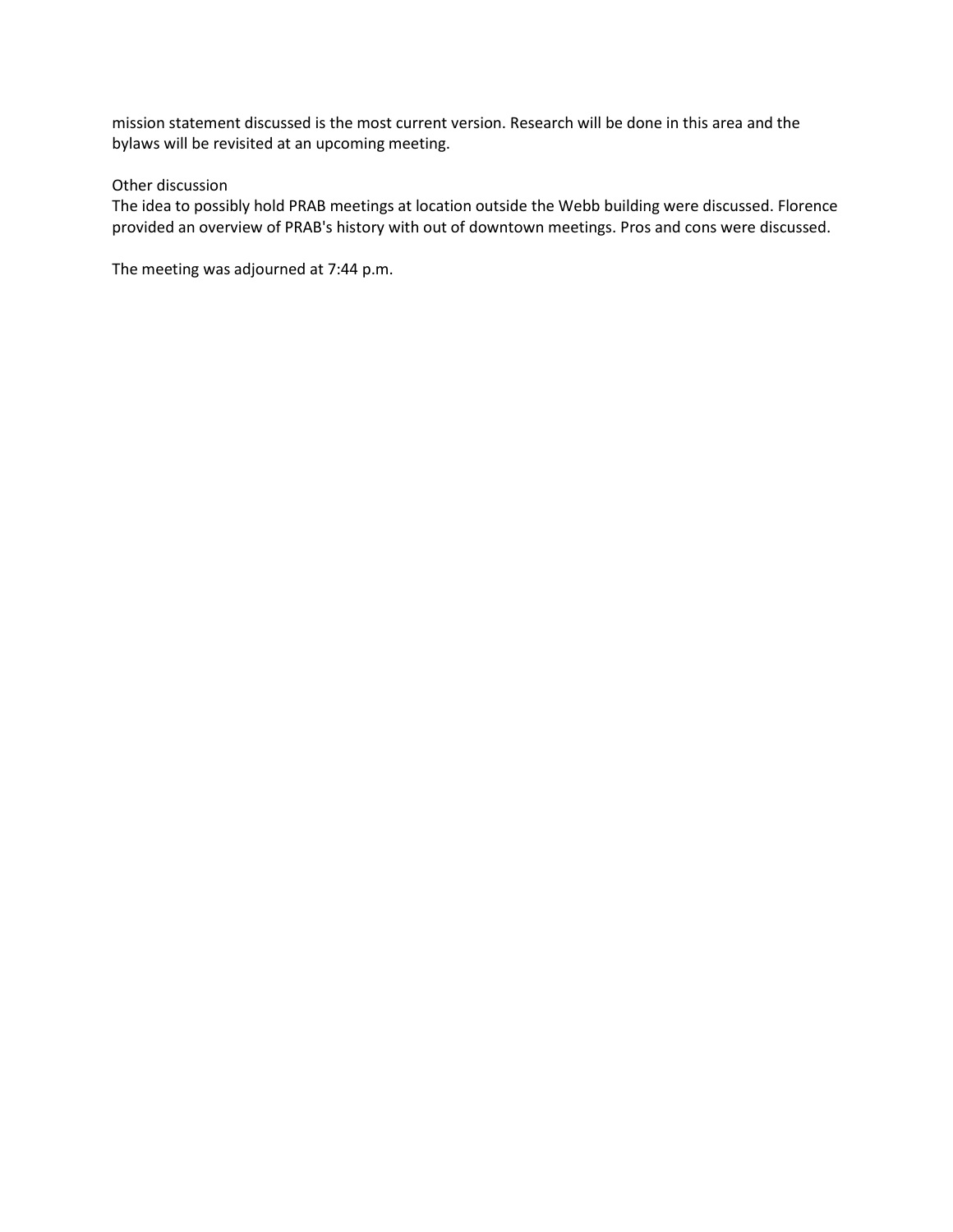mission statement discussed is the most current version. Research will be done in this area and the bylaws will be revisited at an upcoming meeting.

Other discussion
The idea to possibly hold PRAB meetings at location outside the Webb building were discussed. Florence provided an overview of PRAB's history with out of downtown meetings. Pros and cons were discussed.

The meeting was adjourned at 7:44 p.m.